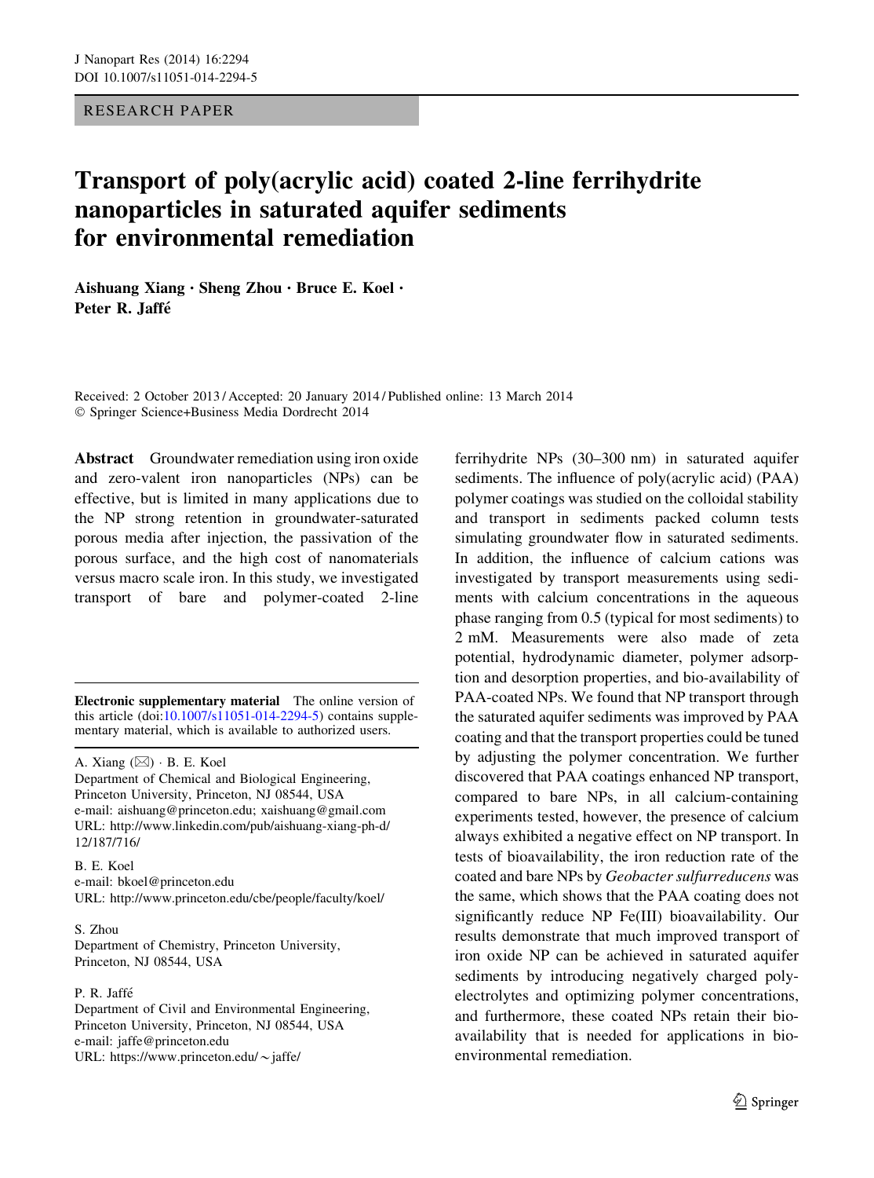J Nanopart Res (2014) 16:2294
DOI 10.1007/s11051-014-2294-5

RESEARCH PAPER

# Transport of poly(acrylic acid) coated 2-line ferrihydrite nanoparticles in saturated aquifer sediments for environmental remediation

**Aishuang Xiang · Sheng Zhou · Bruce E. Koel · Peter R. Jaffé**

Received: 2 October 2013 / Accepted: 20 January 2014 / Published online: 13 March 2014
© Springer Science+Business Media Dordrecht 2014

**Abstract** Groundwater remediation using iron oxide and zero-valent iron nanoparticles (NPs) can be effective, but is limited in many applications due to the NP strong retention in groundwater-saturated porous media after injection, the passivation of the porous surface, and the high cost of nanomaterials versus macro scale iron. In this study, we investigated transport of bare and polymer-coated 2-line ferrihydrite NPs (30–300 nm) in saturated aquifer sediments. The influence of poly(acrylic acid) (PAA) polymer coatings was studied on the colloidal stability and transport in sediments packed column tests simulating groundwater flow in saturated sediments. In addition, the influence of calcium cations was investigated by transport measurements using sediments with calcium concentrations in the aqueous phase ranging from 0.5 (typical for most sediments) to 2 mM. Measurements were also made of zeta potential, hydrodynamic diameter, polymer adsorption and desorption properties, and bio-availability of PAA-coated NPs. We found that NP transport through the saturated aquifer sediments was improved by PAA coating and that the transport properties could be tuned by adjusting the polymer concentration. We further discovered that PAA coatings enhanced NP transport, compared to bare NPs, in all calcium-containing experiments tested, however, the presence of calcium always exhibited a negative effect on NP transport. In tests of bioavailability, the iron reduction rate of the coated and bare NPs by *Geobacter sulfurreducens* was the same, which shows that the PAA coating does not significantly reduce NP Fe(III) bioavailability. Our results demonstrate that much improved transport of iron oxide NP can be achieved in saturated aquifer sediments by introducing negatively charged polyelectrolytes and optimizing polymer concentrations, and furthermore, these coated NPs retain their bioavailability that is needed for applications in bioenvironmental remediation.

**Electronic supplementary material** The online version of this article (doi:10.1007/s11051-014-2294-5) contains supplementary material, which is available to authorized users.

A. Xiang (✉) · B. E. Koel
Department of Chemical and Biological Engineering, Princeton University, Princeton, NJ 08544, USA
e-mail: aishuang@princeton.edu; xaishuang@gmail.com
URL: http://www.linkedin.com/pub/aishuang-xiang-ph-d/12/187/716/

B. E. Koel
e-mail: bkoel@princeton.edu
URL: http://www.princeton.edu/cbe/people/faculty/koel/

S. Zhou
Department of Chemistry, Princeton University, Princeton, NJ 08544, USA

P. R. Jaffé
Department of Civil and Environmental Engineering, Princeton University, Princeton, NJ 08544, USA
e-mail: jaffe@princeton.edu
URL: https://www.princeton.edu/~jaffe/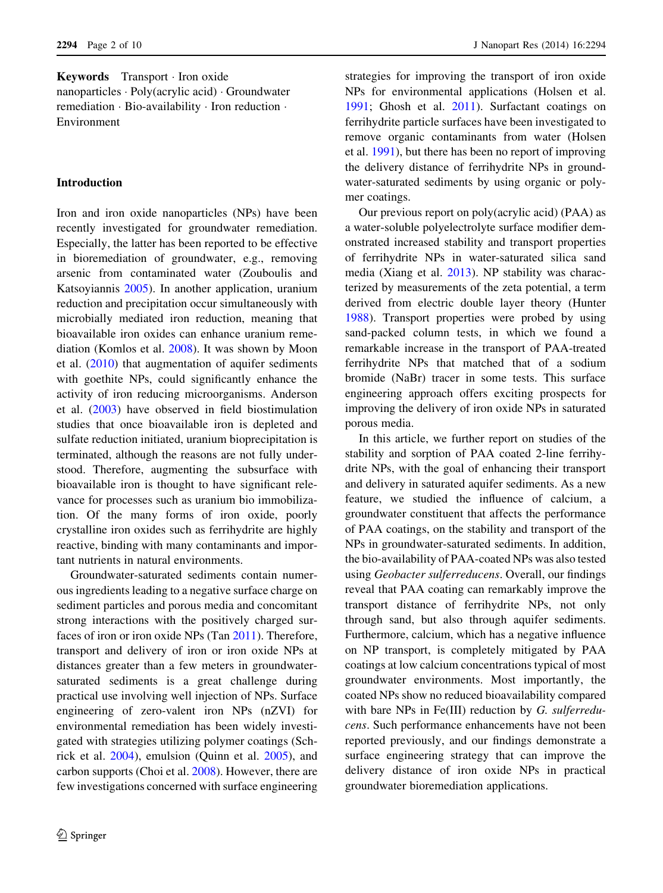**Keywords** Transport · Iron oxide nanoparticles · Poly(acrylic acid) · Groundwater remediation · Bio-availability · Iron reduction · Environment

## Introduction

Iron and iron oxide nanoparticles (NPs) have been recently investigated for groundwater remediation. Especially, the latter has been reported to be effective in bioremediation of groundwater, e.g., removing arsenic from contaminated water (Zouboulis and Katsoyiannis 2005). In another application, uranium reduction and precipitation occur simultaneously with microbially mediated iron reduction, meaning that bioavailable iron oxides can enhance uranium remediation (Komlos et al. 2008). It was shown by Moon et al. (2010) that augmentation of aquifer sediments with goethite NPs, could significantly enhance the activity of iron reducing microorganisms. Anderson et al. (2003) have observed in field biostimulation studies that once bioavailable iron is depleted and sulfate reduction initiated, uranium bioprecipitation is terminated, although the reasons are not fully understood. Therefore, augmenting the subsurface with bioavailable iron is thought to have significant relevance for processes such as uranium bio immobilization. Of the many forms of iron oxide, poorly crystalline iron oxides such as ferrihydrite are highly reactive, binding with many contaminants and important nutrients in natural environments.

Groundwater-saturated sediments contain numerous ingredients leading to a negative surface charge on sediment particles and porous media and concomitant strong interactions with the positively charged surfaces of iron or iron oxide NPs (Tan 2011). Therefore, transport and delivery of iron or iron oxide NPs at distances greater than a few meters in groundwater-saturated sediments is a great challenge during practical use involving well injection of NPs. Surface engineering of zero-valent iron NPs (nZVI) for environmental remediation has been widely investigated with strategies utilizing polymer coatings (Schrick et al. 2004), emulsion (Quinn et al. 2005), and carbon supports (Choi et al. 2008). However, there are few investigations concerned with surface engineering strategies for improving the transport of iron oxide NPs for environmental applications (Holsen et al. 1991; Ghosh et al. 2011). Surfactant coatings on ferrihydrite particle surfaces have been investigated to remove organic contaminants from water (Holsen et al. 1991), but there has been no report of improving the delivery distance of ferrihydrite NPs in groundwater-saturated sediments by using organic or polymer coatings.

Our previous report on poly(acrylic acid) (PAA) as a water-soluble polyelectrolyte surface modifier demonstrated increased stability and transport properties of ferrihydrite NPs in water-saturated silica sand media (Xiang et al. 2013). NP stability was characterized by measurements of the zeta potential, a term derived from electric double layer theory (Hunter 1988). Transport properties were probed by using sand-packed column tests, in which we found a remarkable increase in the transport of PAA-treated ferrihydrite NPs that matched that of a sodium bromide (NaBr) tracer in some tests. This surface engineering approach offers exciting prospects for improving the delivery of iron oxide NPs in saturated porous media.

In this article, we further report on studies of the stability and sorption of PAA coated 2-line ferrihydrite NPs, with the goal of enhancing their transport and delivery in saturated aquifer sediments. As a new feature, we studied the influence of calcium, a groundwater constituent that affects the performance of PAA coatings, on the stability and transport of the NPs in groundwater-saturated sediments. In addition, the bio-availability of PAA-coated NPs was also tested using *Geobacter sulferreducens*. Overall, our findings reveal that PAA coating can remarkably improve the transport distance of ferrihydrite NPs, not only through sand, but also through aquifer sediments. Furthermore, calcium, which has a negative influence on NP transport, is completely mitigated by PAA coatings at low calcium concentrations typical of most groundwater environments. Most importantly, the coated NPs show no reduced bioavailability compared with bare NPs in Fe(III) reduction by *G. sulferreducens*. Such performance enhancements have not been reported previously, and our findings demonstrate a surface engineering strategy that can improve the delivery distance of iron oxide NPs in practical groundwater bioremediation applications.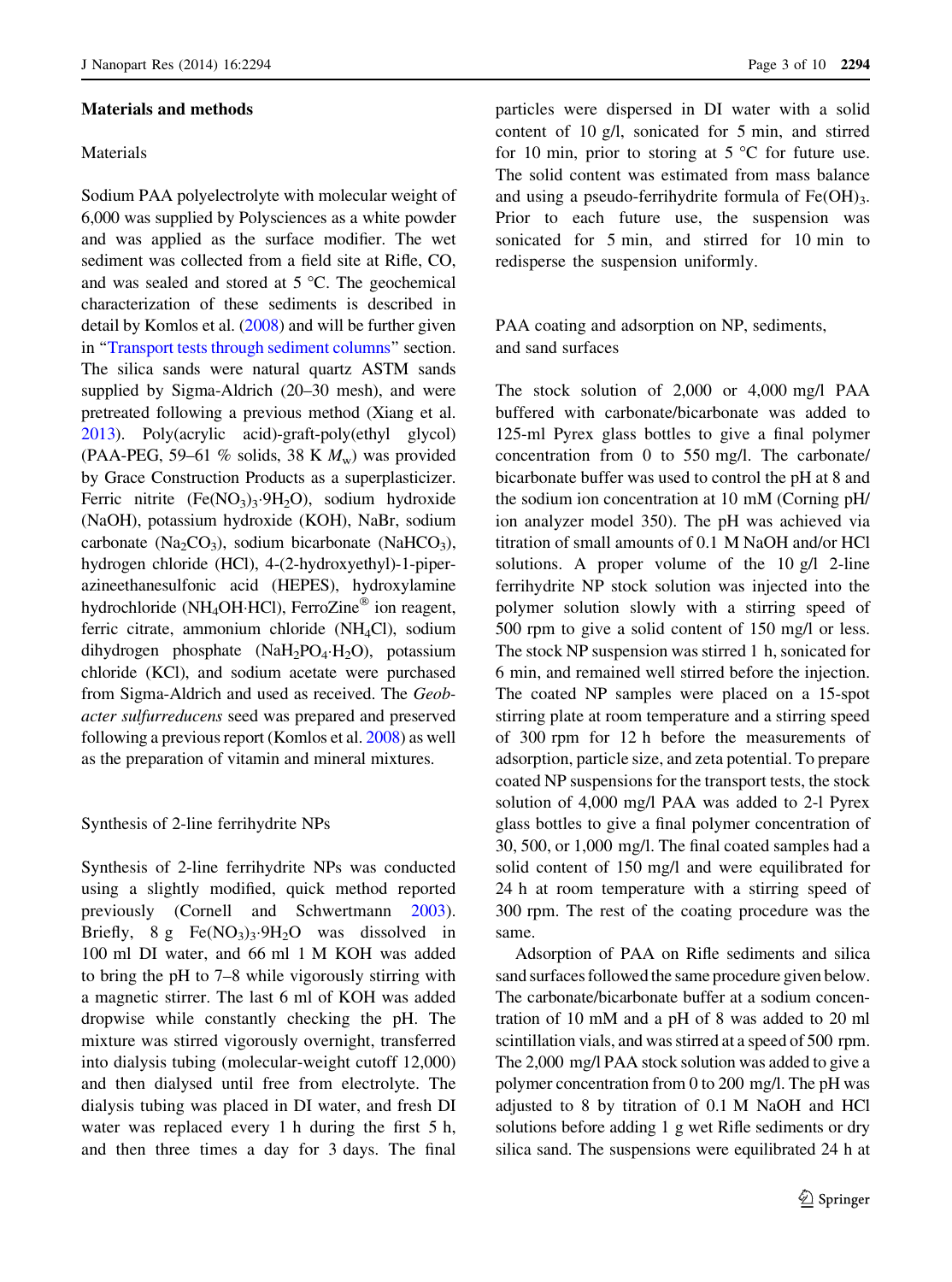## Materials and methods

### Materials

Sodium PAA polyelectrolyte with molecular weight of 6,000 was supplied by Polysciences as a white powder and was applied as the surface modifier. The wet sediment was collected from a field site at Rifle, CO, and was sealed and stored at 5 °C. The geochemical characterization of these sediments is described in detail by Komlos et al. (2008) and will be further given in "Transport tests through sediment columns" section. The silica sands were natural quartz ASTM sands supplied by Sigma-Aldrich (20–30 mesh), and were pretreated following a previous method (Xiang et al. 2013). Poly(acrylic acid)-graft-poly(ethyl glycol) (PAA-PEG, 59–61 % solids, 38 K $M_w$) was provided by Grace Construction Products as a superplasticizer. Ferric nitrite ($Fe(NO_3)_3 \cdot 9H_2O$), sodium hydroxide (NaOH), potassium hydroxide (KOH), NaBr, sodium carbonate ($Na_2CO_3$), sodium bicarbonate ($NaHCO_3$), hydrogen chloride (HCl), 4-(2-hydroxyethyl)-1-piperazineethanesulfonic acid (HEPES), hydroxylamine hydrochloride ($NH_4OH \cdot HCl$), FerroZine® ion reagent, ferric citrate, ammonium chloride ($NH_4Cl$), sodium dihydrogen phosphate ($NaH_2PO_4 \cdot H_2O$), potassium chloride (KCl), and sodium acetate were purchased from Sigma-Aldrich and used as received. The *Geobacter sulfurreducens* seed was prepared and preserved following a previous report (Komlos et al. 2008) as well as the preparation of vitamin and mineral mixtures.

### Synthesis of 2-line ferrihydrite NPs

Synthesis of 2-line ferrihydrite NPs was conducted using a slightly modified, quick method reported previously (Cornell and Schwertmann 2003). Briefly, 8 g $Fe(NO_3)_3 \cdot 9H_2O$ was dissolved in 100 ml DI water, and 66 ml 1 M KOH was added to bring the pH to 7–8 while vigorously stirring with a magnetic stirrer. The last 6 ml of KOH was added dropwise while constantly checking the pH. The mixture was stirred vigorously overnight, transferred into dialysis tubing (molecular-weight cutoff 12,000) and then dialysed until free from electrolyte. The dialysis tubing was placed in DI water, and fresh DI water was replaced every 1 h during the first 5 h, and then three times a day for 3 days. The final particles were dispersed in DI water with a solid content of 10 g/l, sonicated for 5 min, and stirred for 10 min, prior to storing at 5 °C for future use. The solid content was estimated from mass balance and using a pseudo-ferrihydrite formula of $Fe(OH)_3$. Prior to each future use, the suspension was sonicated for 5 min, and stirred for 10 min to redisperse the suspension uniformly.

### PAA coating and adsorption on NP, sediments, and sand surfaces

The stock solution of 2,000 or 4,000 mg/l PAA buffered with carbonate/bicarbonate was added to 125-ml Pyrex glass bottles to give a final polymer concentration from 0 to 550 mg/l. The carbonate/bicarbonate buffer was used to control the pH at 8 and the sodium ion concentration at 10 mM (Corning pH/ion analyzer model 350). The pH was achieved via titration of small amounts of 0.1 M NaOH and/or HCl solutions. A proper volume of the 10 g/l 2-line ferrihydrite NP stock solution was injected into the polymer solution slowly with a stirring speed of 500 rpm to give a solid content of 150 mg/l or less. The stock NP suspension was stirred 1 h, sonicated for 6 min, and remained well stirred before the injection. The coated NP samples were placed on a 15-spot stirring plate at room temperature and a stirring speed of 300 rpm for 12 h before the measurements of adsorption, particle size, and zeta potential. To prepare coated NP suspensions for the transport tests, the stock solution of 4,000 mg/l PAA was added to 2-l Pyrex glass bottles to give a final polymer concentration of 30, 500, or 1,000 mg/l. The final coated samples had a solid content of 150 mg/l and were equilibrated for 24 h at room temperature with a stirring speed of 300 rpm. The rest of the coating procedure was the same.

Adsorption of PAA on Rifle sediments and silica sand surfaces followed the same procedure given below. The carbonate/bicarbonate buffer at a sodium concentration of 10 mM and a pH of 8 was added to 20 ml scintillation vials, and was stirred at a speed of 500 rpm. The 2,000 mg/l PAA stock solution was added to give a polymer concentration from 0 to 200 mg/l. The pH was adjusted to 8 by titration of 0.1 M NaOH and HCl solutions before adding 1 g wet Rifle sediments or dry silica sand. The suspensions were equilibrated 24 h at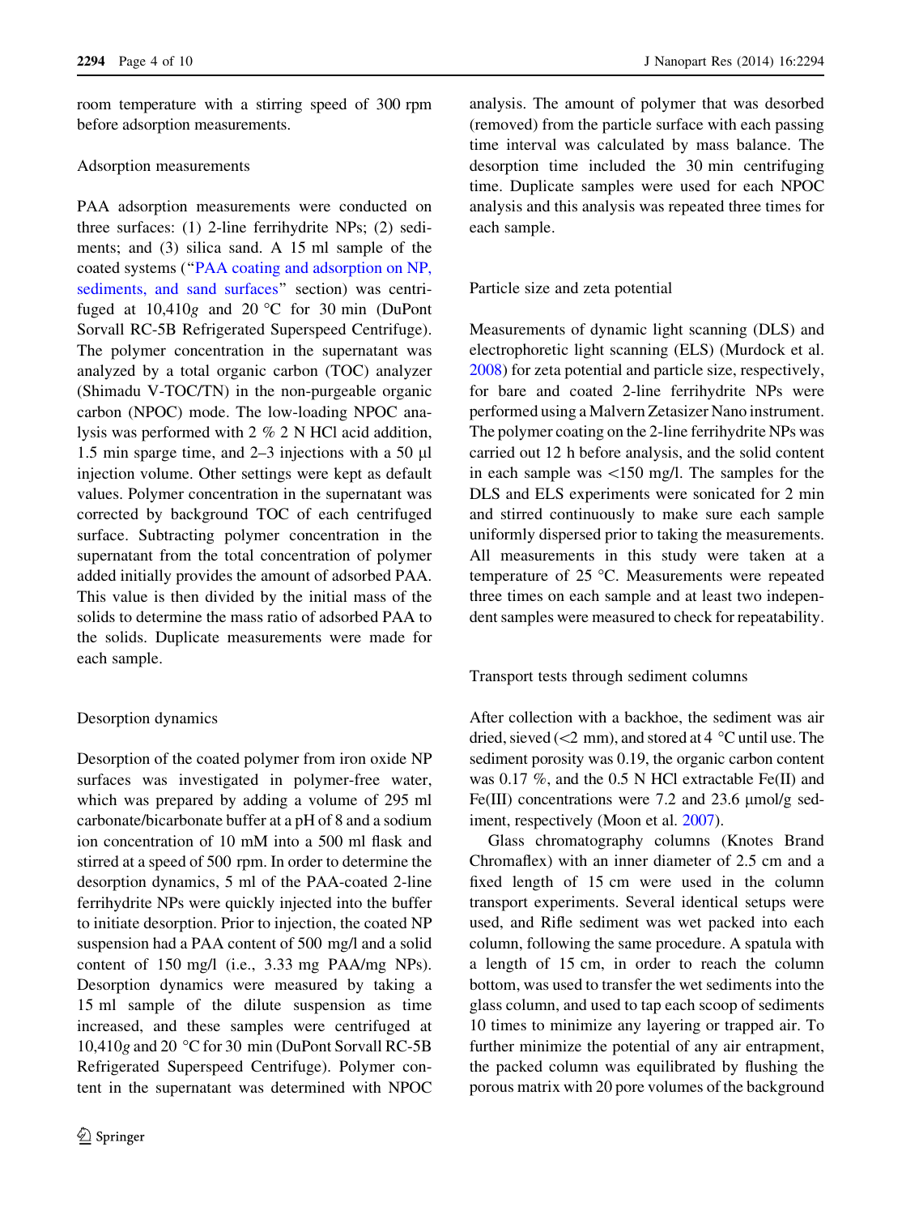room temperature with a stirring speed of 300 rpm before adsorption measurements.

### Adsorption measurements

PAA adsorption measurements were conducted on three surfaces: (1) 2-line ferrihydrite NPs; (2) sediments; and (3) silica sand. A 15 ml sample of the coated systems ("PAA coating and adsorption on NP, sediments, and sand surfaces" section) was centrifuged at 10,410*g* and 20 °C for 30 min (DuPont Sorvall RC-5B Refrigerated Superspeed Centrifuge). The polymer concentration in the supernatant was analyzed by a total organic carbon (TOC) analyzer (Shimadu V-TOC/TN) in the non-purgeable organic carbon (NPOC) mode. The low-loading NPOC analysis was performed with 2 % 2 N HCl acid addition, 1.5 min sparge time, and 2–3 injections with a 50 μl injection volume. Other settings were kept as default values. Polymer concentration in the supernatant was corrected by background TOC of each centrifuged surface. Subtracting polymer concentration in the supernatant from the total concentration of polymer added initially provides the amount of adsorbed PAA. This value is then divided by the initial mass of the solids to determine the mass ratio of adsorbed PAA to the solids. Duplicate measurements were made for each sample.

### Desorption dynamics

Desorption of the coated polymer from iron oxide NP surfaces was investigated in polymer-free water, which was prepared by adding a volume of 295 ml carbonate/bicarbonate buffer at a pH of 8 and a sodium ion concentration of 10 mM into a 500 ml flask and stirred at a speed of 500 rpm. In order to determine the desorption dynamics, 5 ml of the PAA-coated 2-line ferrihydrite NPs were quickly injected into the buffer to initiate desorption. Prior to injection, the coated NP suspension had a PAA content of 500 mg/l and a solid content of 150 mg/l (i.e., 3.33 mg PAA/mg NPs). Desorption dynamics were measured by taking a 15 ml sample of the dilute suspension as time increased, and these samples were centrifuged at 10,410*g* and 20 °C for 30 min (DuPont Sorvall RC-5B Refrigerated Superspeed Centrifuge). Polymer content in the supernatant was determined with NPOC analysis. The amount of polymer that was desorbed (removed) from the particle surface with each passing time interval was calculated by mass balance. The desorption time included the 30 min centrifuging time. Duplicate samples were used for each NPOC analysis and this analysis was repeated three times for each sample.

### Particle size and zeta potential

Measurements of dynamic light scanning (DLS) and electrophoretic light scanning (ELS) (Murdock et al. 2008) for zeta potential and particle size, respectively, for bare and coated 2-line ferrihydrite NPs were performed using a Malvern Zetasizer Nano instrument. The polymer coating on the 2-line ferrihydrite NPs was carried out 12 h before analysis, and the solid content in each sample was <150 mg/l. The samples for the DLS and ELS experiments were sonicated for 2 min and stirred continuously to make sure each sample uniformly dispersed prior to taking the measurements. All measurements in this study were taken at a temperature of 25 °C. Measurements were repeated three times on each sample and at least two independent samples were measured to check for repeatability.

### Transport tests through sediment columns

After collection with a backhoe, the sediment was air dried, sieved (<2 mm), and stored at 4 °C until use. The sediment porosity was 0.19, the organic carbon content was 0.17 %, and the 0.5 N HCl extractable Fe(II) and Fe(III) concentrations were 7.2 and 23.6 μmol/g sediment, respectively (Moon et al. 2007).

Glass chromatography columns (Knotes Brand Chromaflex) with an inner diameter of 2.5 cm and a fixed length of 15 cm were used in the column transport experiments. Several identical setups were used, and Rifle sediment was wet packed into each column, following the same procedure. A spatula with a length of 15 cm, in order to reach the column bottom, was used to transfer the wet sediments into the glass column, and used to tap each scoop of sediments 10 times to minimize any layering or trapped air. To further minimize the potential of any air entrapment, the packed column was equilibrated by flushing the porous matrix with 20 pore volumes of the background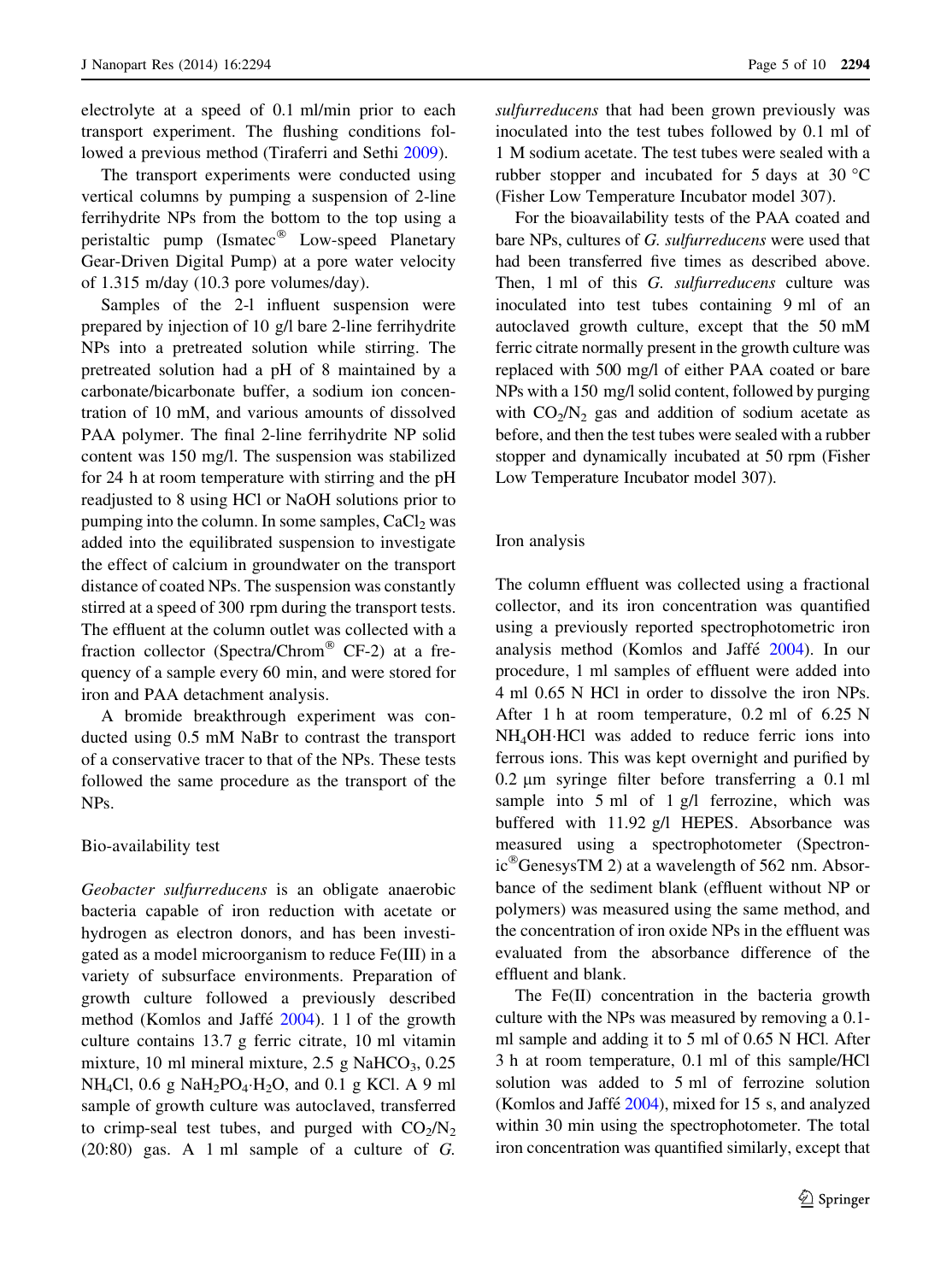electrolyte at a speed of 0.1 ml/min prior to each transport experiment. The flushing conditions followed a previous method (Tiraferri and Sethi 2009).

The transport experiments were conducted using vertical columns by pumping a suspension of 2-line ferrihydrite NPs from the bottom to the top using a peristaltic pump (Ismatec® Low-speed Planetary Gear-Driven Digital Pump) at a pore water velocity of 1.315 m/day (10.3 pore volumes/day).

Samples of the 2-l influent suspension were prepared by injection of 10 g/l bare 2-line ferrihydrite NPs into a pretreated solution while stirring. The pretreated solution had a pH of 8 maintained by a carbonate/bicarbonate buffer, a sodium ion concentration of 10 mM, and various amounts of dissolved PAA polymer. The final 2-line ferrihydrite NP solid content was 150 mg/l. The suspension was stabilized for 24 h at room temperature with stirring and the pH readjusted to 8 using HCl or NaOH solutions prior to pumping into the column. In some samples, $CaCl_2$ was added into the equilibrated suspension to investigate the effect of calcium in groundwater on the transport distance of coated NPs. The suspension was constantly stirred at a speed of 300 rpm during the transport tests. The effluent at the column outlet was collected with a fraction collector (Spectra/Chrom® CF-2) at a frequency of a sample every 60 min, and were stored for iron and PAA detachment analysis.

A bromide breakthrough experiment was conducted using 0.5 mM NaBr to contrast the transport of a conservative tracer to that of the NPs. These tests followed the same procedure as the transport of the NPs.

### Bio-availability test

*Geobacter sulfurreducens* is an obligate anaerobic bacteria capable of iron reduction with acetate or hydrogen as electron donors, and has been investigated as a model microorganism to reduce Fe(III) in a variety of subsurface environments. Preparation of growth culture followed a previously described method (Komlos and Jaffé 2004). 1 l of the growth culture contains 13.7 g ferric citrate, 10 ml vitamin mixture, 10 ml mineral mixture, 2.5 g $NaHCO_3$, 0.25 $NH_4Cl$, 0.6 g $NaH_2PO_4 \cdot H_2O$, and 0.1 g KCl. A 9 ml sample of growth culture was autoclaved, transferred to crimp-seal test tubes, and purged with $CO_2/N_2$ (20:80) gas. A 1 ml sample of a culture of *G. sulfurreducens* that had been grown previously was inoculated into the test tubes followed by 0.1 ml of 1 M sodium acetate. The test tubes were sealed with a rubber stopper and incubated for 5 days at 30 °C (Fisher Low Temperature Incubator model 307).

For the bioavailability tests of the PAA coated and bare NPs, cultures of *G. sulfurreducens* were used that had been transferred five times as described above. Then, 1 ml of this *G. sulfurreducens* culture was inoculated into test tubes containing 9 ml of an autoclaved growth culture, except that the 50 mM ferric citrate normally present in the growth culture was replaced with 500 mg/l of either PAA coated or bare NPs with a 150 mg/l solid content, followed by purging with $CO_2/N_2$ gas and addition of sodium acetate as before, and then the test tubes were sealed with a rubber stopper and dynamically incubated at 50 rpm (Fisher Low Temperature Incubator model 307).

### Iron analysis

The column effluent was collected using a fractional collector, and its iron concentration was quantified using a previously reported spectrophotometric iron analysis method (Komlos and Jaffé 2004). In our procedure, 1 ml samples of effluent were added into 4 ml 0.65 N HCl in order to dissolve the iron NPs. After 1 h at room temperature, 0.2 ml of 6.25 N $NH_4OH \cdot HCl$ was added to reduce ferric ions into ferrous ions. This was kept overnight and purified by 0.2 µm syringe filter before transferring a 0.1 ml sample into 5 ml of 1 g/l ferrozine, which was buffered with 11.92 g/l HEPES. Absorbance was measured using a spectrophotometer (Spectronic®GenesysTM 2) at a wavelength of 562 nm. Absorbance of the sediment blank (effluent without NP or polymers) was measured using the same method, and the concentration of iron oxide NPs in the effluent was evaluated from the absorbance difference of the effluent and blank.

The Fe(II) concentration in the bacteria growth culture with the NPs was measured by removing a 0.1-ml sample and adding it to 5 ml of 0.65 N HCl. After 3 h at room temperature, 0.1 ml of this sample/HCl solution was added to 5 ml of ferrozine solution (Komlos and Jaffé 2004), mixed for 15 s, and analyzed within 30 min using the spectrophotometer. The total iron concentration was quantified similarly, except that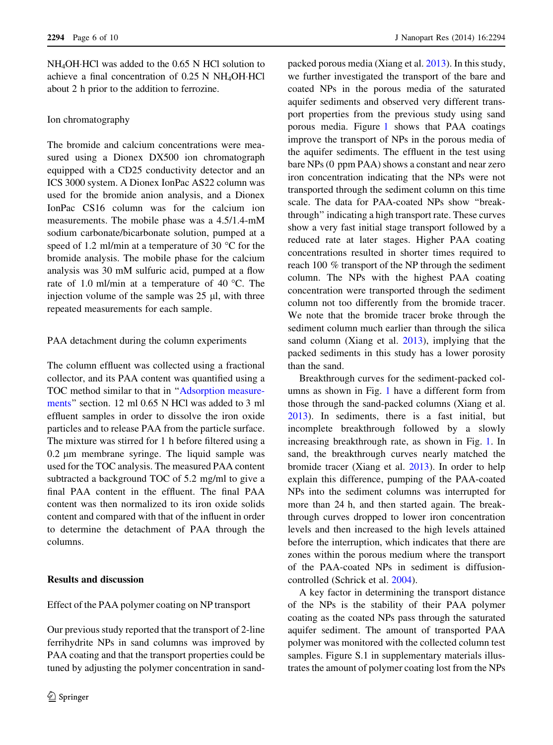$NH_4OH{\cdot}HCl$ was added to the 0.65 N HCl solution to achieve a final concentration of 0.25 N $NH_4OH{\cdot}HCl$ about 2 h prior to the addition to ferrozine.

### Ion chromatography

The bromide and calcium concentrations were measured using a Dionex DX500 ion chromatograph equipped with a CD25 conductivity detector and an ICS 3000 system. A Dionex IonPac AS22 column was used for the bromide anion analysis, and a Dionex IonPac CS16 column was for the calcium ion measurements. The mobile phase was a 4.5/1.4-mM sodium carbonate/bicarbonate solution, pumped at a speed of 1.2 ml/min at a temperature of 30 °C for the bromide analysis. The mobile phase for the calcium analysis was 30 mM sulfuric acid, pumped at a flow rate of 1.0 ml/min at a temperature of 40 °C. The injection volume of the sample was 25 µl, with three repeated measurements for each sample.

### PAA detachment during the column experiments

The column effluent was collected using a fractional collector, and its PAA content was quantified using a TOC method similar to that in "Adsorption measurements" section. 12 ml 0.65 N HCl was added to 3 ml effluent samples in order to dissolve the iron oxide particles and to release PAA from the particle surface. The mixture was stirred for 1 h before filtered using a 0.2 µm membrane syringe. The liquid sample was used for the TOC analysis. The measured PAA content subtracted a background TOC of 5.2 mg/ml to give a final PAA content in the effluent. The final PAA content was then normalized to its iron oxide solids content and compared with that of the influent in order to determine the detachment of PAA through the columns.

## Results and discussion

### Effect of the PAA polymer coating on NP transport

Our previous study reported that the transport of 2-line ferrihydrite NPs in sand columns was improved by PAA coating and that the transport properties could be tuned by adjusting the polymer concentration in sand-packed porous media (Xiang et al. 2013). In this study, we further investigated the transport of the bare and coated NPs in the porous media of the saturated aquifer sediments and observed very different transport properties from the previous study using sand porous media. Figure 1 shows that PAA coatings improve the transport of NPs in the porous media of the aquifer sediments. The effluent in the test using bare NPs (0 ppm PAA) shows a constant and near zero iron concentration indicating that the NPs were not transported through the sediment column on this time scale. The data for PAA-coated NPs show "breakthrough" indicating a high transport rate. These curves show a very fast initial stage transport followed by a reduced rate at later stages. Higher PAA coating concentrations resulted in shorter times required to reach 100 % transport of the NP through the sediment column. The NPs with the highest PAA coating concentration were transported through the sediment column not too differently from the bromide tracer. We note that the bromide tracer broke through the sediment column much earlier than through the silica sand column (Xiang et al. 2013), implying that the packed sediments in this study has a lower porosity than the sand.

Breakthrough curves for the sediment-packed columns as shown in Fig. 1 have a different form from those through the sand-packed columns (Xiang et al. 2013). In sediments, there is a fast initial, but incomplete breakthrough followed by a slowly increasing breakthrough rate, as shown in Fig. 1. In sand, the breakthrough curves nearly matched the bromide tracer (Xiang et al. 2013). In order to help explain this difference, pumping of the PAA-coated NPs into the sediment columns was interrupted for more than 24 h, and then started again. The breakthrough curves dropped to lower iron concentration levels and then increased to the high levels attained before the interruption, which indicates that there are zones within the porous medium where the transport of the PAA-coated NPs in sediment is diffusion-controlled (Schrick et al. 2004).

A key factor in determining the transport distance of the NPs is the stability of their PAA polymer coating as the coated NPs pass through the saturated aquifer sediment. The amount of transported PAA polymer was monitored with the collected column test samples. Figure S.1 in supplementary materials illustrates the amount of polymer coating lost from the NPs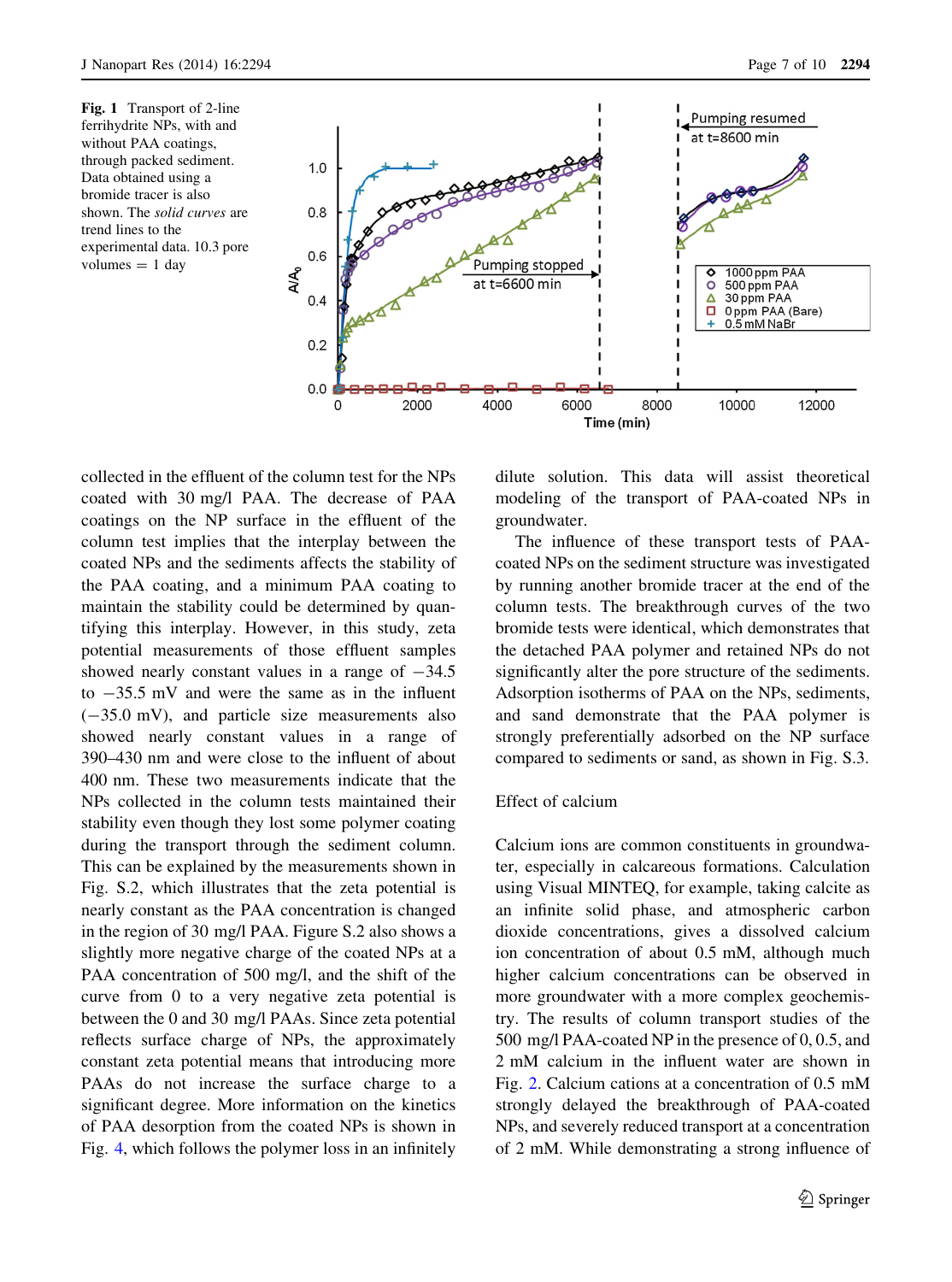**Fig. 1** Transport of 2-line ferrihydrite NPs, with and without PAA coatings, through packed sediment. Data obtained using a bromide tracer is also shown. The *solid curves* are trend lines to the experimental data. 10.3 pore volumes = 1 day

collected in the effluent of the column test for the NPs coated with 30 mg/l PAA. The decrease of PAA coatings on the NP surface in the effluent of the column test implies that the interplay between the coated NPs and the sediments affects the stability of the PAA coating, and a minimum PAA coating to maintain the stability could be determined by quantifying this interplay. However, in this study, zeta potential measurements of those effluent samples showed nearly constant values in a range of −34.5 to −35.5 mV and were the same as in the influent (−35.0 mV), and particle size measurements also showed nearly constant values in a range of 390–430 nm and were close to the influent of about 400 nm. These two measurements indicate that the NPs collected in the column tests maintained their stability even though they lost some polymer coating during the transport through the sediment column. This can be explained by the measurements shown in Fig. S.2, which illustrates that the zeta potential is nearly constant as the PAA concentration is changed in the region of 30 mg/l PAA. Figure S.2 also shows a slightly more negative charge of the coated NPs at a PAA concentration of 500 mg/l, and the shift of the curve from 0 to a very negative zeta potential is between the 0 and 30 mg/l PAAs. Since zeta potential reflects surface charge of NPs, the approximately constant zeta potential means that introducing more PAAs do not increase the surface charge to a significant degree. More information on the kinetics of PAA desorption from the coated NPs is shown in Fig. 4, which follows the polymer loss in an infinitely dilute solution. This data will assist theoretical modeling of the transport of PAA-coated NPs in groundwater.

The influence of these transport tests of PAA-coated NPs on the sediment structure was investigated by running another bromide tracer at the end of the column tests. The breakthrough curves of the two bromide tests were identical, which demonstrates that the detached PAA polymer and retained NPs do not significantly alter the pore structure of the sediments. Adsorption isotherms of PAA on the NPs, sediments, and sand demonstrate that the PAA polymer is strongly preferentially adsorbed on the NP surface compared to sediments or sand, as shown in Fig. S.3.

## Effect of calcium

Calcium ions are common constituents in groundwater, especially in calcareous formations. Calculation using Visual MINTEQ, for example, taking calcite as an infinite solid phase, and atmospheric carbon dioxide concentrations, gives a dissolved calcium ion concentration of about 0.5 mM, although much higher calcium concentrations can be observed in more groundwater with a more complex geochemistry. The results of column transport studies of the 500 mg/l PAA-coated NP in the presence of 0, 0.5, and 2 mM calcium in the influent water are shown in Fig. 2. Calcium cations at a concentration of 0.5 mM strongly delayed the breakthrough of PAA-coated NPs, and severely reduced transport at a concentration of 2 mM. While demonstrating a strong influence of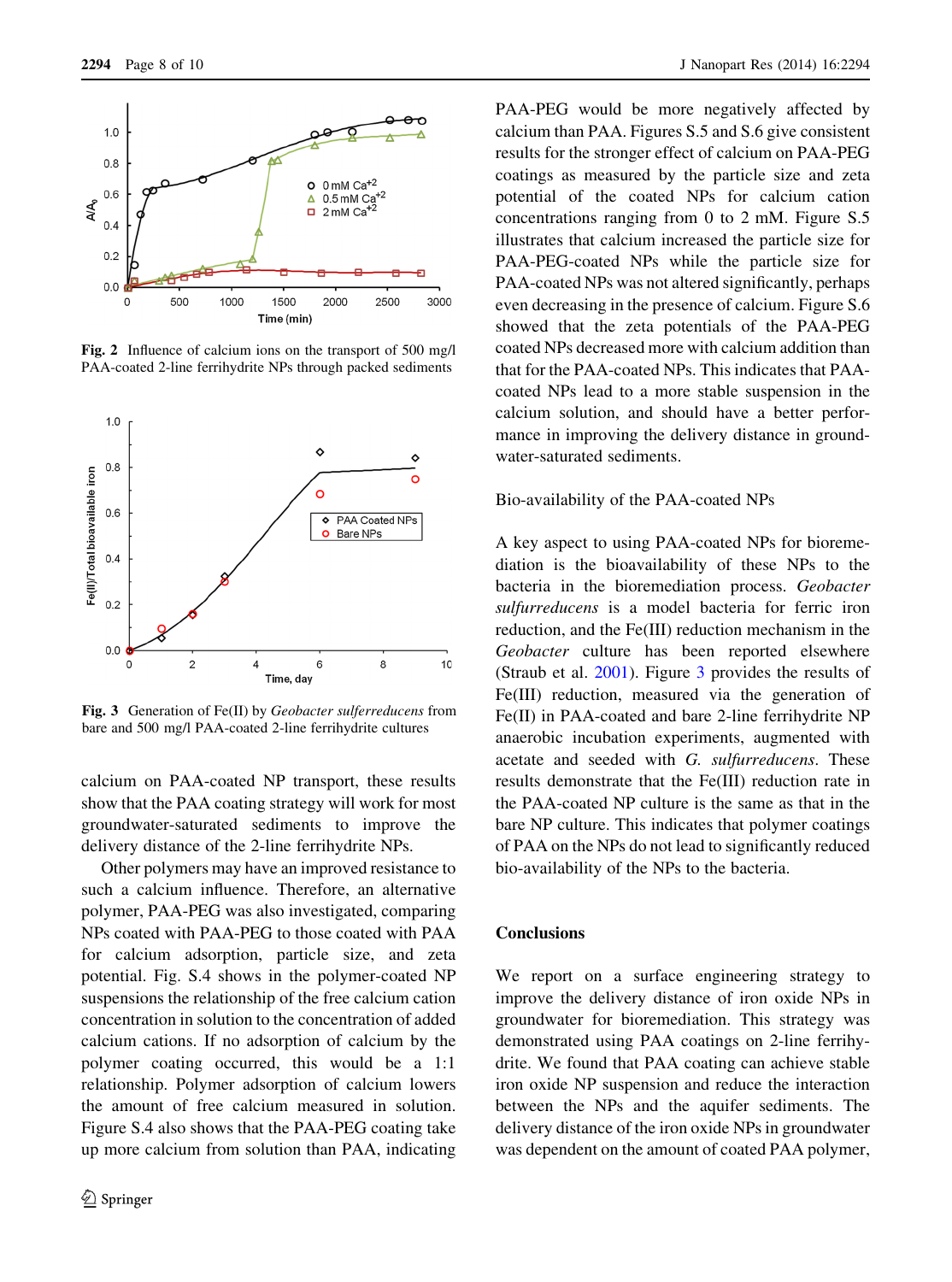Fig. 2 Influence of calcium ions on the transport of 500 mg/l PAA-coated 2-line ferrihydrite NPs through packed sediments

Fig. 3 Generation of Fe(II) by *Geobacter sulferredecens* from bare and 500 mg/l PAA-coated 2-line ferrihydrite cultures

calcium on PAA-coated NP transport, these results show that the PAA coating strategy will work for most groundwater-saturated sediments to improve the delivery distance of the 2-line ferrihydrite NPs.

Other polymers may have an improved resistance to such a calcium influence. Therefore, an alternative polymer, PAA-PEG was also investigated, comparing NPs coated with PAA-PEG to those coated with PAA for calcium adsorption, particle size, and zeta potential. Fig. S.4 shows in the polymer-coated NP suspensions the relationship of the free calcium cation concentration in solution to the concentration of added calcium cations. If no adsorption of calcium by the polymer coating occurred, this would be a 1:1 relationship. Polymer adsorption of calcium lowers the amount of free calcium measured in solution. Figure S.4 also shows that the PAA-PEG coating take up more calcium from solution than PAA, indicating PAA-PEG would be more negatively affected by calcium than PAA. Figures S.5 and S.6 give consistent results for the stronger effect of calcium on PAA-PEG coatings as measured by the particle size and zeta potential of the coated NPs for calcium cation concentrations ranging from 0 to 2 mM. Figure S.5 illustrates that calcium increased the particle size for PAA-PEG-coated NPs while the particle size for PAA-coated NPs was not altered significantly, perhaps even decreasing in the presence of calcium. Figure S.6 showed that the zeta potentials of the PAA-PEG coated NPs decreased more with calcium addition than that for the PAA-coated NPs. This indicates that PAA-coated NPs lead to a more stable suspension in the calcium solution, and should have a better performance in improving the delivery distance in groundwater-saturated sediments.

Bio-availability of the PAA-coated NPs

A key aspect to using PAA-coated NPs for bioremediation is the bioavailability of these NPs to the bacteria in the bioremediation process. *Geobacter sulfurreducens* is a model bacteria for ferric iron reduction, and the Fe(III) reduction mechanism in the *Geobacter* culture has been reported elsewhere (Straub et al. 2001). Figure 3 provides the results of Fe(III) reduction, measured via the generation of Fe(II) in PAA-coated and bare 2-line ferrihydrite NP anaerobic incubation experiments, augmented with acetate and seeded with *G. sulfurreducens*. These results demonstrate that the Fe(III) reduction rate in the PAA-coated NP culture is the same as that in the bare NP culture. This indicates that polymer coatings of PAA on the NPs do not lead to significantly reduced bio-availability of the NPs to the bacteria.

## Conclusions

We report on a surface engineering strategy to improve the delivery distance of iron oxide NPs in groundwater for bioremediation. This strategy was demonstrated using PAA coatings on 2-line ferrihydrite. We found that PAA coating can achieve stable iron oxide NP suspension and reduce the interaction between the NPs and the aquifer sediments. The delivery distance of the iron oxide NPs in groundwater was dependent on the amount of coated PAA polymer,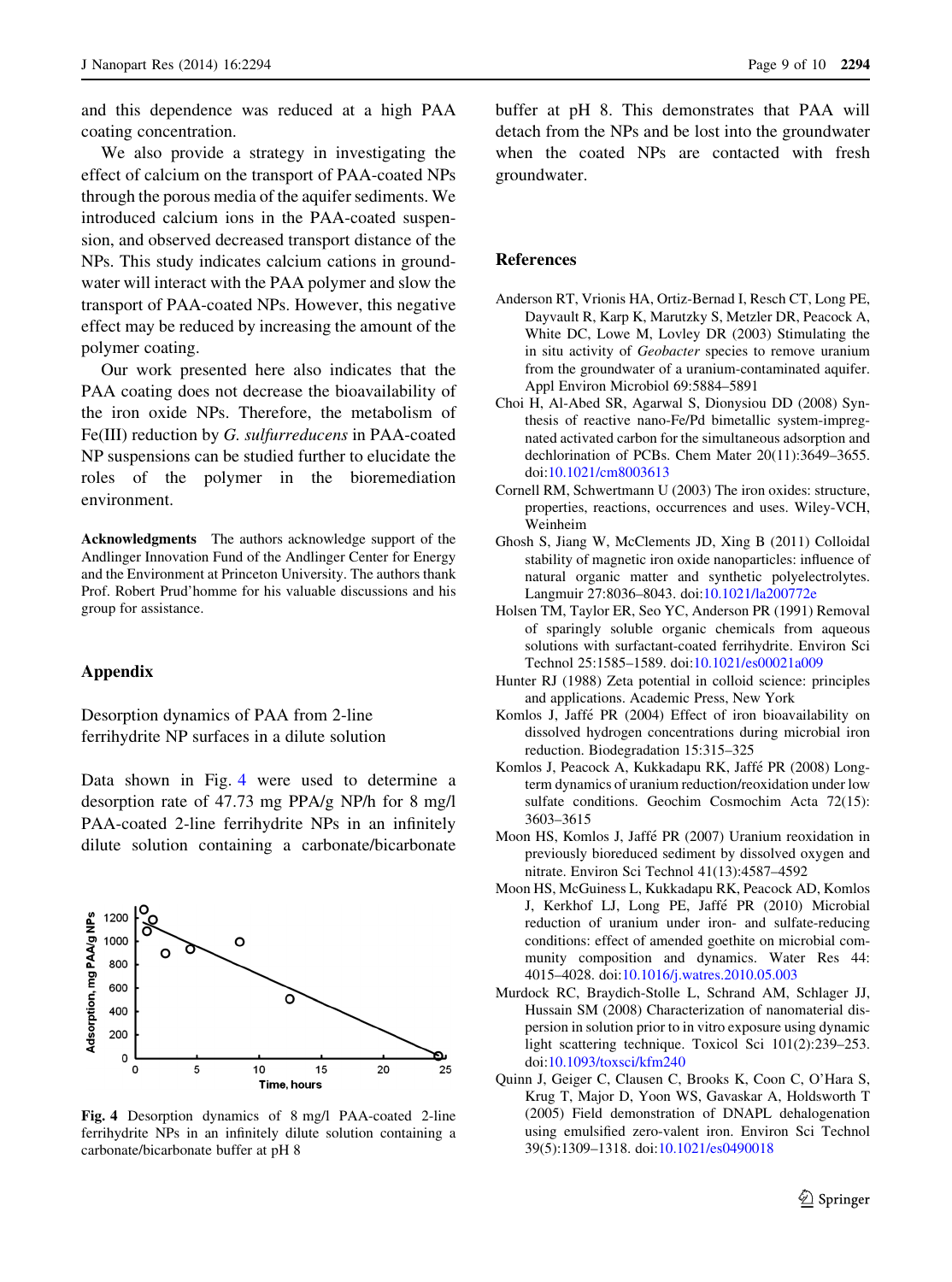and this dependence was reduced at a high PAA coating concentration.

We also provide a strategy in investigating the effect of calcium on the transport of PAA-coated NPs through the porous media of the aquifer sediments. We introduced calcium ions in the PAA-coated suspension, and observed decreased transport distance of the NPs. This study indicates calcium cations in groundwater will interact with the PAA polymer and slow the transport of PAA-coated NPs. However, this negative effect may be reduced by increasing the amount of the polymer coating.

Our work presented here also indicates that the PAA coating does not decrease the bioavailability of the iron oxide NPs. Therefore, the metabolism of Fe(III) reduction by *G. sulfurreducens* in PAA-coated NP suspensions can be studied further to elucidate the roles of the polymer in the bioremediation environment.

**Acknowledgments** The authors acknowledge support of the Andlinger Innovation Fund of the Andlinger Center for Energy and the Environment at Princeton University. The authors thank Prof. Robert Prud'homme for his valuable discussions and his group for assistance.

## Appendix

### Desorption dynamics of PAA from 2-line ferrihydrite NP surfaces in a dilute solution

Data shown in Fig. 4 were used to determine a desorption rate of 47.73 mg PPA/g NP/h for 8 mg/l PAA-coated 2-line ferrihydrite NPs in an infinitely dilute solution containing a carbonate/bicarbonate buffer at pH 8. This demonstrates that PAA will detach from the NPs and be lost into the groundwater when the coated NPs are contacted with fresh groundwater.

**Fig. 4** Desorption dynamics of 8 mg/l PAA-coated 2-line ferrihydrite NPs in an infinitely dilute solution containing a carbonate/bicarbonate buffer at pH 8

## References

Anderson RT, Vrionis HA, Ortiz-Bernad I, Resch CT, Long PE, Dayvault R, Karp K, Marutzky S, Metzler DR, Peacock A, White DC, Lowe M, Lovley DR (2003) Stimulating the in situ activity of *Geobacter* species to remove uranium from the groundwater of a uranium-contaminated aquifer. Appl Environ Microbiol 69:5884–5891

Choi H, Al-Abed SR, Agarwal S, Dionysiou DD (2008) Synthesis of reactive nano-Fe/Pd bimetallic system-impregnated activated carbon for the simultaneous adsorption and dechlorination of PCBs. Chem Mater 20(11):3649–3655. doi:10.1021/cm8003613

Cornell RM, Schwertmann U (2003) The iron oxides: structure, properties, reactions, occurrences and uses. Wiley-VCH, Weinheim

Ghosh S, Jiang W, McClements JD, Xing B (2011) Colloidal stability of magnetic iron oxide nanoparticles: influence of natural organic matter and synthetic polyelectrolytes. Langmuir 27:8036–8043. doi:10.1021/la200772e

Holsen TM, Taylor ER, Seo YC, Anderson PR (1991) Removal of sparingly soluble organic chemicals from aqueous solutions with surfactant-coated ferrihydrite. Environ Sci Technol 25:1585–1589. doi:10.1021/es00021a009

Hunter RJ (1988) Zeta potential in colloid science: principles and applications. Academic Press, New York

Komlos J, Jaffé PR (2004) Effect of iron bioavailability on dissolved hydrogen concentrations during microbial iron reduction. Biodegradation 15:315–325

Komlos J, Peacock A, Kukkadapu RK, Jaffé PR (2008) Long-term dynamics of uranium reduction/reoxidation under low sulfate conditions. Geochim Cosmochim Acta 72(15):3603–3615

Moon HS, Komlos J, Jaffé PR (2007) Uranium reoxidation in previously bioreduced sediment by dissolved oxygen and nitrate. Environ Sci Technol 41(13):4587–4592

Moon HS, McGuiness L, Kukkadapu RK, Peacock AD, Komlos J, Kerkhof LJ, Long PE, Jaffé PR (2010) Microbial reduction of uranium under iron- and sulfate-reducing conditions: effect of amended goethite on microbial community composition and dynamics. Water Res 44:4015–4028. doi:10.1016/j.watres.2010.05.003

Murdock RC, Braydich-Stolle L, Schrand AM, Schlager JJ, Hussain SM (2008) Characterization of nanomaterial dispersion in solution prior to in vitro exposure using dynamic light scattering technique. Toxicol Sci 101(2):239–253. doi:10.1093/toxsci/kfm240

Quinn J, Geiger C, Clausen C, Brooks K, Coon C, O'Hara S, Krug T, Major D, Yoon WS, Gavaskar A, Holdsworth T (2005) Field demonstration of DNAPL dehalogenation using emulsified zero-valent iron. Environ Sci Technol 39(5):1309–1318. doi:10.1021/es0490018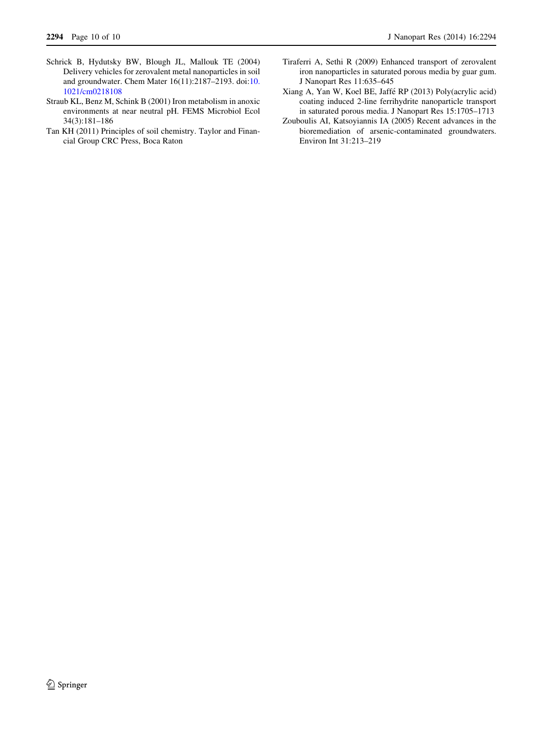Schrick B, Hydutsky BW, Blough JL, Mallouk TE (2004) Delivery vehicles for zerovalent metal nanoparticles in soil and groundwater. Chem Mater 16(11):2187–2193. doi:10.1021/cm0218108

Straub KL, Benz M, Schink B (2001) Iron metabolism in anoxic environments at near neutral pH. FEMS Microbiol Ecol 34(3):181–186

Tan KH (2011) Principles of soil chemistry. Taylor and Financial Group CRC Press, Boca Raton

Tiraferri A, Sethi R (2009) Enhanced transport of zerovalent iron nanoparticles in saturated porous media by guar gum. J Nanopart Res 11:635–645

Xiang A, Yan W, Koel BE, Jaffé RP (2013) Poly(acrylic acid) coating induced 2-line ferrihydrite nanoparticle transport in saturated porous media. J Nanopart Res 15:1705–1713

Zouboulis AI, Katsoyiannis IA (2005) Recent advances in the bioremediation of arsenic-contaminated groundwaters. Environ Int 31:213–219